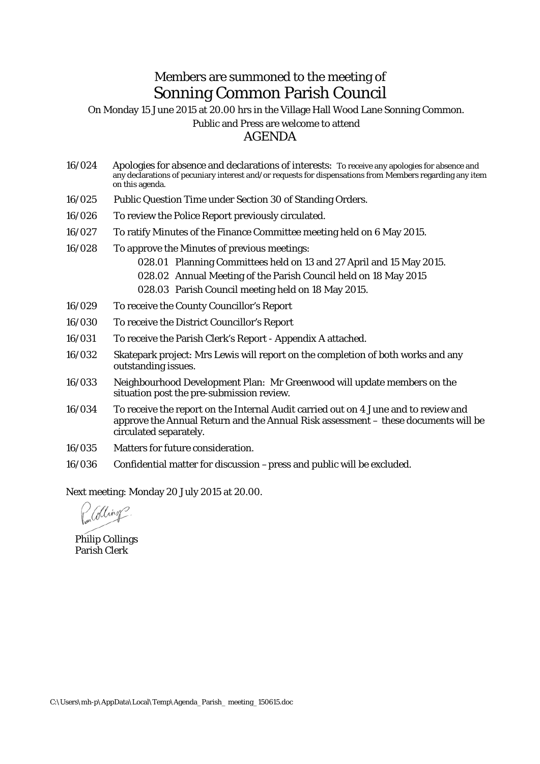Members are summoned to the meeting of

# Sonning Common Parish Council

On Monday 15 June 2015 at 20.00 hrs in the Village Hall Wood Lane Sonning Common.

Public and Press are welcome to attend

## AGENDA

16/024 Apologies for absence and declarations of interests: To receive any apologies for absence and any declarations of pecuniary interest and/or requests for dispensations from Members regarding any item on this agenda.

16/025 Public Question Time under Section 30 of Standing Orders.

16/026 To review the Police Report previously circulated.

16/027 To ratify Minutes of the Finance Committee meeting held on 6 May 2015.

16/028 To approve the Minutes of previous meetings:

- 028.01 Planning Committees held on 13 and 27 April and 15 May 2015.
- 028.02 Annual Meeting of the Parish Council held on 18 May 2015
- 028.03 Parish Council meeting held on 18 May 2015.

16/029 To receive the County Councillor's Report

16/030 To receive the District Councillor's Report

16/031 To receive the Parish Clerk's Report - Appendix A attached.

16/032 Skatepark project: Mrs Lewis will report on the completion of both works and any outstanding issues.

16/033 Neighbourhood Development Plan: Mr Greenwood will update members on the situation post the pre-submission review.

16/034 To receive the report on the Internal Audit carried out on 4 June and to review and approve the Annual Return and the Annual Risk assessment – these documents will be circulated separately.

16/035 Matters for future consideration.

16/036 Confidential matter for discussion – press and public will be excluded.

Next meeting: Monday 20 July 2015 at 20.00.

Philip Collings
Parish Clerk

C:\Users\mh-p\AppData\Local\Temp\Agenda_Parish_ meeting_150615.doc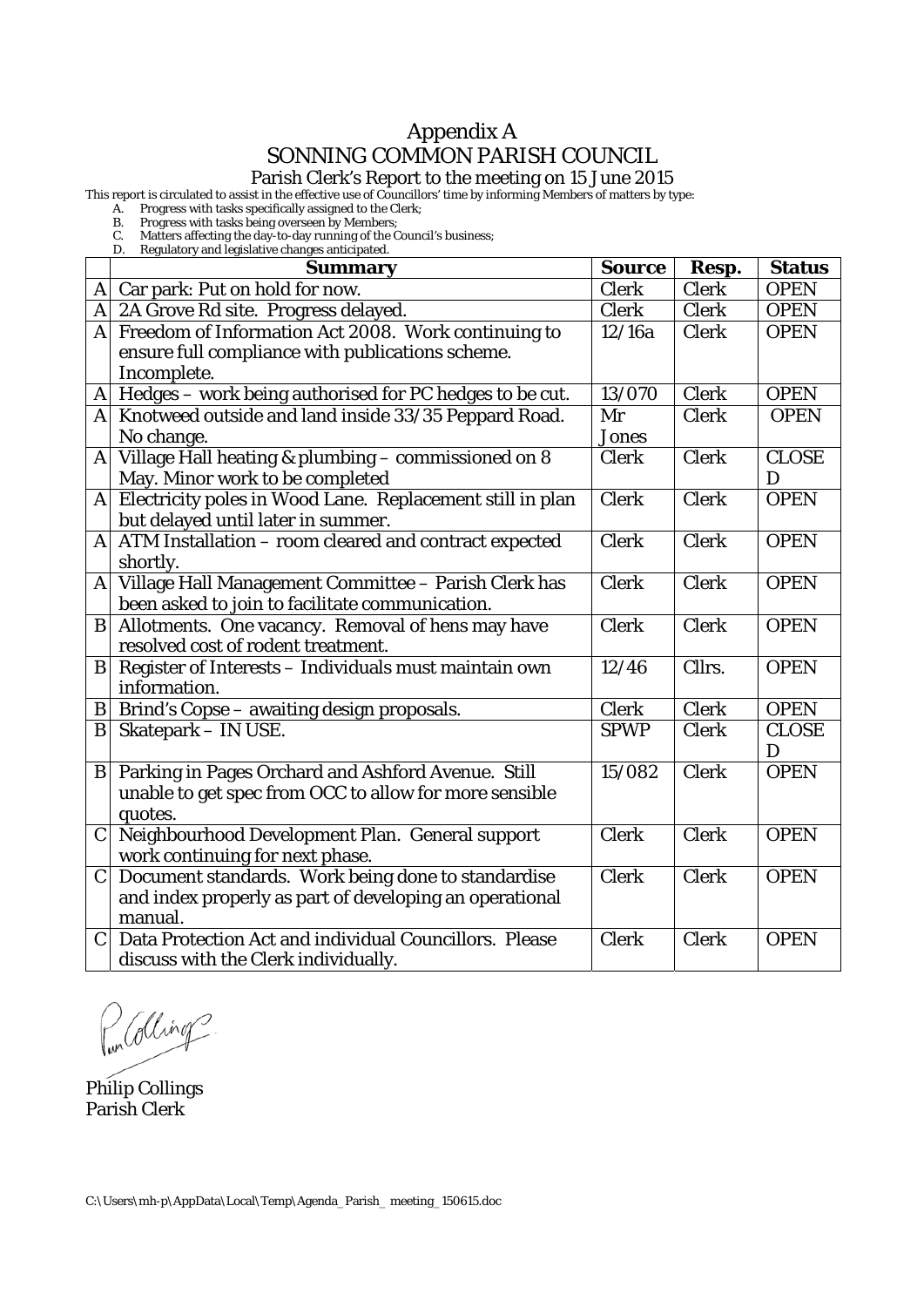# Appendix A
# SONNING COMMON PARISH COUNCIL
## Parish Clerk's Report to the meeting on 15 June 2015

This report is circulated to assist in the effective use of Councillors' time by informing Members of matters by type:

A. Progress with tasks specifically assigned to the Clerk;
B. Progress with tasks being overseen by Members;
C. Matters affecting the day-to-day running of the Council's business;
D. Regulatory and legislative changes anticipated.

| | Summary | Source | Resp. | Status |
|---|---|---|---|---|
| A | Car park: Put on hold for now. | Clerk | Clerk | OPEN |
| A | 2A Grove Rd site. Progress delayed. | Clerk | Clerk | OPEN |
| A | Freedom of Information Act 2008. Work continuing to ensure full compliance with publications scheme. Incomplete. | 12/16a | Clerk | OPEN |
| A | Hedges – work being authorised for PC hedges to be cut. | 13/070 | Clerk | OPEN |
| A | Knotweed outside and land inside 33/35 Peppard Road. No change. | Mr Jones | Clerk | OPEN |
| A | Village Hall heating & plumbing – commissioned on 8 May. Minor work to be completed | Clerk | Clerk | CLOSED |
| A | Electricity poles in Wood Lane. Replacement still in plan but delayed until later in summer. | Clerk | Clerk | OPEN |
| A | ATM Installation – room cleared and contract expected shortly. | Clerk | Clerk | OPEN |
| A | Village Hall Management Committee – Parish Clerk has been asked to join to facilitate communication. | Clerk | Clerk | OPEN |
| B | Allotments. One vacancy. Removal of hens may have resolved cost of rodent treatment. | Clerk | Clerk | OPEN |
| B | Register of Interests – Individuals must maintain own information. | 12/46 | Cllrs. | OPEN |
| B | Brind's Copse – awaiting design proposals. | Clerk | Clerk | OPEN |
| B | Skatepark – IN USE. | SPWP | Clerk | CLOSED |
| B | Parking in Pages Orchard and Ashford Avenue. Still unable to get spec from OCC to allow for more sensible quotes. | 15/082 | Clerk | OPEN |
| C | Neighbourhood Development Plan. General support work continuing for next phase. | Clerk | Clerk | OPEN |
| C | Document standards. Work being done to standardise and index properly as part of developing an operational manual. | Clerk | Clerk | OPEN |
| C | Data Protection Act and individual Councillors. Please discuss with the Clerk individually. | Clerk | Clerk | OPEN |

Philip Collings
Parish Clerk

C:\Users\mh-p\AppData\Local\Temp\Agenda_Parish_ meeting_150615.doc